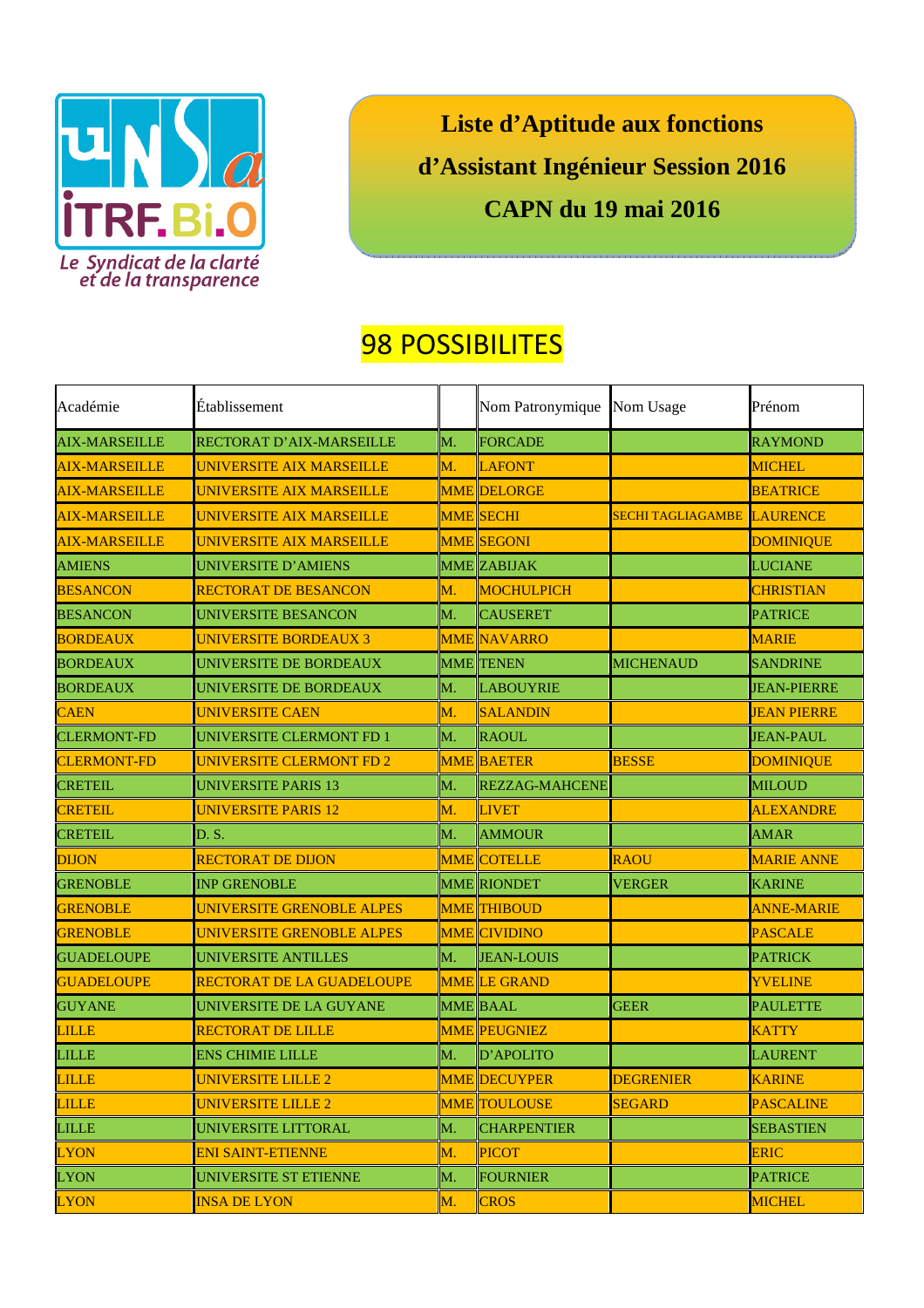UNSA ITRF.Bi.O

*Le Syndicat de la clarté et de la transparence*

# Liste d'Aptitude aux fonctions d'Assistant Ingénieur Session 2016

# CAPN du 19 mai 2016

## 98 POSSIBILITES

| Académie | Établissement | | Nom Patronymique | Nom Usage | Prénom |
|---|---|---|---|---|---|
| AIX-MARSEILLE | RECTORAT D'AIX-MARSEILLE | M. | FORCADE | | RAYMOND |
| AIX-MARSEILLE | UNIVERSITE AIX MARSEILLE | M. | LAFONT | | MICHEL |
| AIX-MARSEILLE | UNIVERSITE AIX MARSEILLE | MME | DELORGE | | BEATRICE |
| AIX-MARSEILLE | UNIVERSITE AIX MARSEILLE | MME | SECHI | SECHI TAGLIAGAMBE | LAURENCE |
| AIX-MARSEILLE | UNIVERSITE AIX MARSEILLE | MME | SEGONI | | DOMINIQUE |
| AMIENS | UNIVERSITE D'AMIENS | MME | ZABIJAK | | LUCIANE |
| BESANCON | RECTORAT DE BESANCON | M. | MOCHULPICH | | CHRISTIAN |
| BESANCON | UNIVERSITE BESANCON | M. | CAUSERET | | PATRICE |
| BORDEAUX | UNIVERSITE BORDEAUX 3 | MME | NAVARRO | | MARIE |
| BORDEAUX | UNIVERSITE DE BORDEAUX | MME | TENEN | MICHENAUD | SANDRINE |
| BORDEAUX | UNIVERSITE DE BORDEAUX | M. | LABOUYRIE | | JEAN-PIERRE |
| CAEN | UNIVERSITE CAEN | M. | SALANDIN | | JEAN PIERRE |
| CLERMONT-FD | UNIVERSITE CLERMONT FD 1 | M. | RAOUL | | JEAN-PAUL |
| CLERMONT-FD | UNIVERSITE CLERMONT FD 2 | MME | BAETER | BESSE | DOMINIQUE |
| CRETEIL | UNIVERSITE PARIS 13 | M. | REZZAG-MAHCENE | | MILOUD |
| CRETEIL | UNIVERSITE PARIS 12 | M. | LIVET | | ALEXANDRE |
| CRETEIL | D. S. | M. | AMMOUR | | AMAR |
| DIJON | RECTORAT DE DIJON | MME | COTELLE | RAOU | MARIE ANNE |
| GRENOBLE | INP GRENOBLE | MME | RIONDET | VERGER | KARINE |
| GRENOBLE | UNIVERSITE GRENOBLE ALPES | MME | THIBOUD | | ANNE-MARIE |
| GRENOBLE | UNIVERSITE GRENOBLE ALPES | MME | CIVIDINO | | PASCALE |
| GUADELOUPE | UNIVERSITE ANTILLES | M. | JEAN-LOUIS | | PATRICK |
| GUADELOUPE | RECTORAT DE LA GUADELOUPE | MME | LE GRAND | | YVELINE |
| GUYANE | UNIVERSITE DE LA GUYANE | MME | BAAL | GEER | PAULETTE |
| LILLE | RECTORAT DE LILLE | MME | PEUGNIEZ | | KATTY |
| LILLE | ENS CHIMIE LILLE | M. | D'APOLITO | | LAURENT |
| LILLE | UNIVERSITE LILLE 2 | MME | DECUYPER | DEGRENIER | KARINE |
| LILLE | UNIVERSITE LILLE 2 | MME | TOULOUSE | SEGARD | PASCALINE |
| LILLE | UNIVERSITE LITTORAL | M. | CHARPENTIER | | SEBASTIEN |
| LYON | ENI SAINT-ETIENNE | M. | PICOT | | ERIC |
| LYON | UNIVERSITE ST ETIENNE | M. | FOURNIER | | PATRICE |
| LYON | INSA DE LYON | M. | CROS | | MICHEL |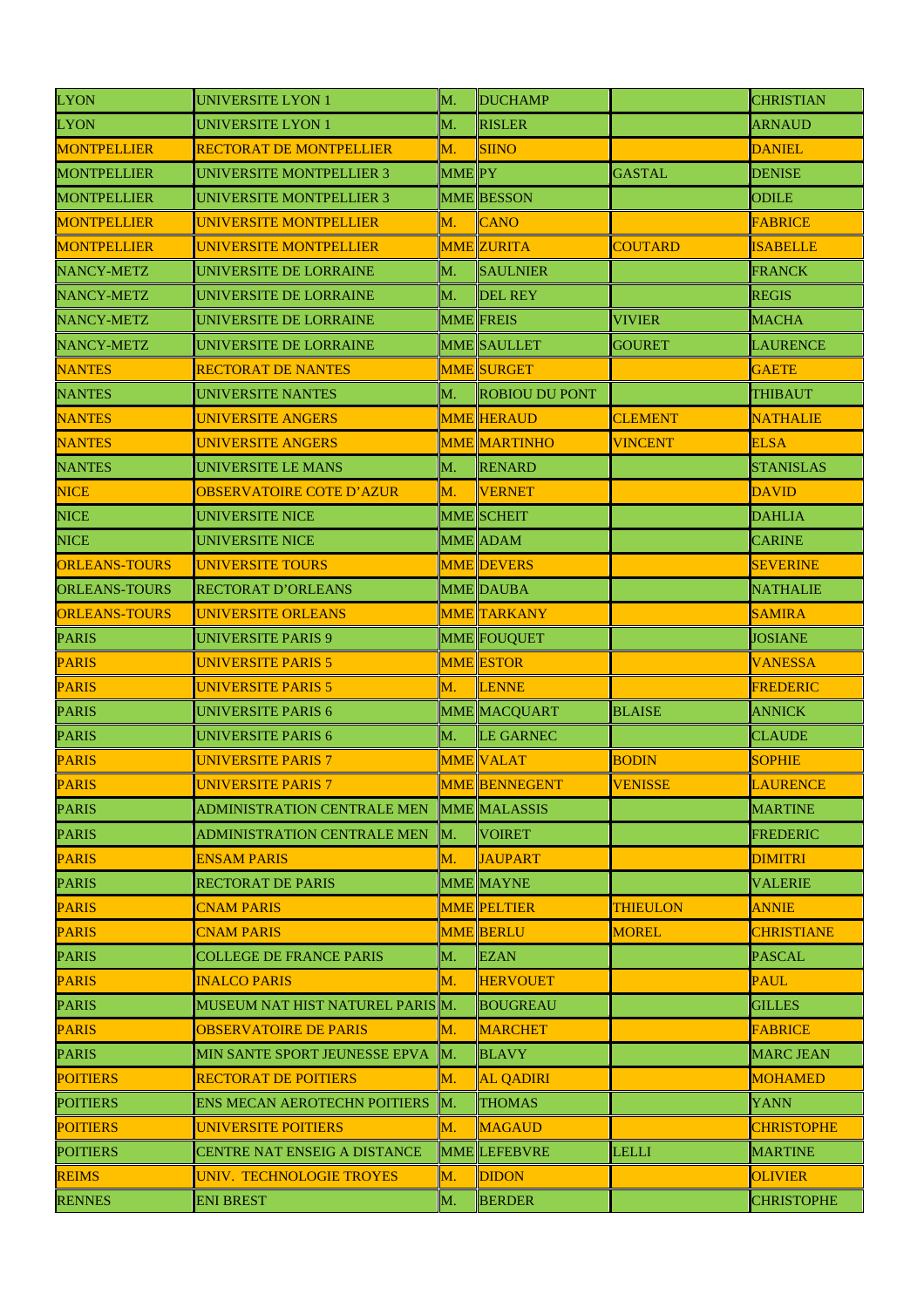| LYON | UNIVERSITE LYON 1 | M. | DUCHAMP | | CHRISTIAN |
|---|---|---|---|---|---|
| LYON | UNIVERSITE LYON 1 | M. | RISLER | | ARNAUD |
| MONTPELLIER | RECTORAT DE MONTPELLIER | M. | SIINO | | DANIEL |
| MONTPELLIER | UNIVERSITE MONTPELLIER 3 | MME | PY | GASTAL | DENISE |
| MONTPELLIER | UNIVERSITE MONTPELLIER 3 | MME | BESSON | | ODILE |
| MONTPELLIER | UNIVERSITE MONTPELLIER | M. | CANO | | FABRICE |
| MONTPELLIER | UNIVERSITE MONTPELLIER | MME | ZURITA | COUTARD | ISABELLE |
| NANCY-METZ | UNIVERSITE DE LORRAINE | M. | SAULNIER | | FRANCK |
| NANCY-METZ | UNIVERSITE DE LORRAINE | M. | DEL REY | | REGIS |
| NANCY-METZ | UNIVERSITE DE LORRAINE | MME | FREIS | VIVIER | MACHA |
| NANCY-METZ | UNIVERSITE DE LORRAINE | MME | SAULLET | GOURET | LAURENCE |
| NANTES | RECTORAT DE NANTES | MME | SURGET | | GAETE |
| NANTES | UNIVERSITE NANTES | M. | ROBIOU DU PONT | | THIBAUT |
| NANTES | UNIVERSITE ANGERS | MME | HERAUD | CLEMENT | NATHALIE |
| NANTES | UNIVERSITE ANGERS | MME | MARTINHO | VINCENT | ELSA |
| NANTES | UNIVERSITE LE MANS | M. | RENARD | | STANISLAS |
| NICE | OBSERVATOIRE COTE D'AZUR | M. | VERNET | | DAVID |
| NICE | UNIVERSITE NICE | MME | SCHEIT | | DAHLIA |
| NICE | UNIVERSITE NICE | MME | ADAM | | CARINE |
| ORLEANS-TOURS | UNIVERSITE TOURS | MME | DEVERS | | SEVERINE |
| ORLEANS-TOURS | RECTORAT D'ORLEANS | MME | DAUBA | | NATHALIE |
| ORLEANS-TOURS | UNIVERSITE ORLEANS | MME | TARKANY | | SAMIRA |
| PARIS | UNIVERSITE PARIS 9 | MME | FOUQUET | | JOSIANE |
| PARIS | UNIVERSITE PARIS 5 | MME | ESTOR | | VANESSA |
| PARIS | UNIVERSITE PARIS 5 | M. | LENNE | | FREDERIC |
| PARIS | UNIVERSITE PARIS 6 | MME | MACQUART | BLAISE | ANNICK |
| PARIS | UNIVERSITE PARIS 6 | M. | LE GARNEC | | CLAUDE |
| PARIS | UNIVERSITE PARIS 7 | MME | VALAT | BODIN | SOPHIE |
| PARIS | UNIVERSITE PARIS 7 | MME | BENNEGENT | VENISSE | LAURENCE |
| PARIS | ADMINISTRATION CENTRALE MEN | MME | MALASSIS | | MARTINE |
| PARIS | ADMINISTRATION CENTRALE MEN | M. | VOIRET | | FREDERIC |
| PARIS | ENSAM PARIS | M. | JAUPART | | DIMITRI |
| PARIS | RECTORAT DE PARIS | MME | MAYNE | | VALERIE |
| PARIS | CNAM PARIS | MME | PELTIER | THIEULON | ANNIE |
| PARIS | CNAM PARIS | MME | BERLU | MOREL | CHRISTIANE |
| PARIS | COLLEGE DE FRANCE PARIS | M. | EZAN | | PASCAL |
| PARIS | INALCO PARIS | M. | HERVOUET | | PAUL |
| PARIS | MUSEUM NAT HIST NATUREL PARIS | M. | BOUGREAU | | GILLES |
| PARIS | OBSERVATOIRE DE PARIS | M. | MARCHET | | FABRICE |
| PARIS | MIN SANTE SPORT JEUNESSE EPVA | M. | BLAVY | | MARC JEAN |
| POITIERS | RECTORAT DE POITIERS | M. | AL QADIRI | | MOHAMED |
| POITIERS | ENS MECAN AEROTECHN POITIERS | M. | THOMAS | | YANN |
| POITIERS | UNIVERSITE POITIERS | M. | MAGAUD | | CHRISTOPHE |
| POITIERS | CENTRE NAT ENSEIG A DISTANCE | MME | LEFEBVRE | LELLI | MARTINE |
| REIMS | UNIV. TECHNOLOGIE TROYES | M. | DIDON | | OLIVIER |
| RENNES | ENI BREST | M. | BERDER | | CHRISTOPHE |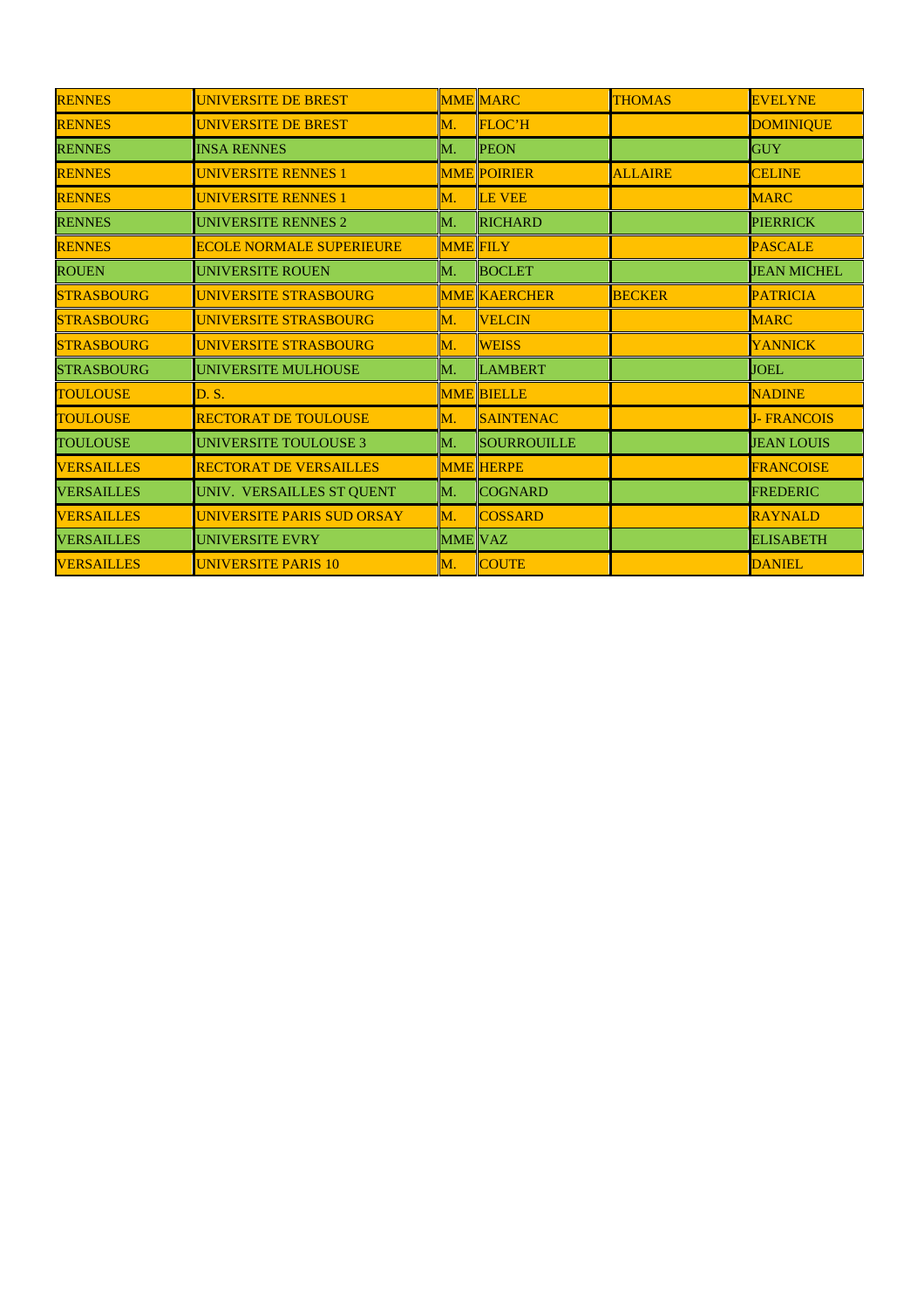| | | | | | |
|---|---|---|---|---|---|
| RENNES | UNIVERSITE DE BREST | MME | MARC | THOMAS | EVELYNE |
| RENNES | UNIVERSITE DE BREST | M. | FLOC'H | | DOMINIQUE |
| RENNES | INSA RENNES | M. | PEON | | GUY |
| RENNES | UNIVERSITE RENNES 1 | MME | POIRIER | ALLAIRE | CELINE |
| RENNES | UNIVERSITE RENNES 1 | M. | LE VEE | | MARC |
| RENNES | UNIVERSITE RENNES 2 | M. | RICHARD | | PIERRICK |
| RENNES | ECOLE NORMALE SUPERIEURE | MME | FILY | | PASCALE |
| ROUEN | UNIVERSITE ROUEN | M. | BOCLET | | JEAN MICHEL |
| STRASBOURG | UNIVERSITE STRASBOURG | MME | KAERCHER | BECKER | PATRICIA |
| STRASBOURG | UNIVERSITE STRASBOURG | M. | VELCIN | | MARC |
| STRASBOURG | UNIVERSITE STRASBOURG | M. | WEISS | | YANNICK |
| STRASBOURG | UNIVERSITE MULHOUSE | M. | LAMBERT | | JOEL |
| TOULOUSE | D. S. | MME | BIELLE | | NADINE |
| TOULOUSE | RECTORAT DE TOULOUSE | M. | SAINTENAC | | J- FRANCOIS |
| TOULOUSE | UNIVERSITE TOULOUSE 3 | M. | SOURROUILLE | | JEAN LOUIS |
| VERSAILLES | RECTORAT DE VERSAILLES | MME | HERPE | | FRANCOISE |
| VERSAILLES | UNIV. VERSAILLES ST QUENT | M. | COGNARD | | FREDERIC |
| VERSAILLES | UNIVERSITE PARIS SUD ORSAY | M. | COSSARD | | RAYNALD |
| VERSAILLES | UNIVERSITE EVRY | MME | VAZ | | ELISABETH |
| VERSAILLES | UNIVERSITE PARIS 10 | M. | COUTE | | DANIEL |